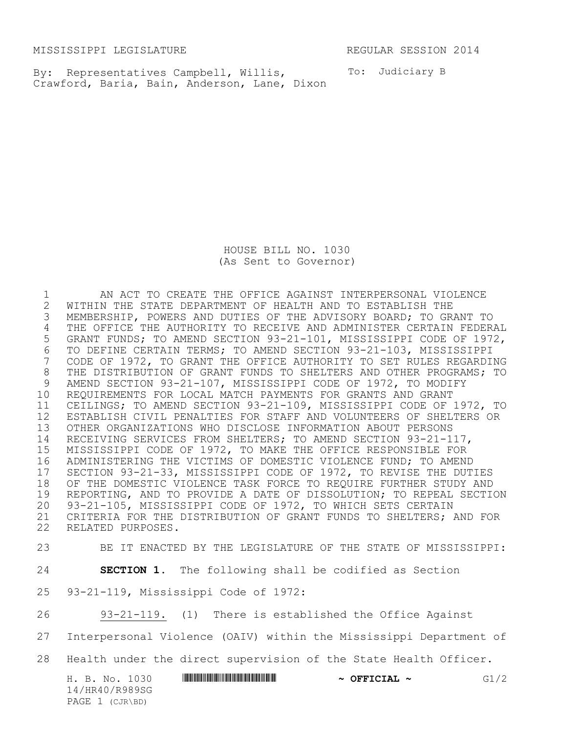MISSISSIPPI LEGISLATURE REGULAR SESSION 2014

By: Representatives Campbell, Willis, Crawford, Baria, Bain, Anderson, Lane, Dixon

To: Judiciary B

# HOUSE BILL NO. 1030
(As Sent to Governor)

AN ACT TO CREATE THE OFFICE AGAINST INTERPERSONAL VIOLENCE WITHIN THE STATE DEPARTMENT OF HEALTH AND TO ESTABLISH THE MEMBERSHIP, POWERS AND DUTIES OF THE ADVISORY BOARD; TO GRANT TO THE OFFICE THE AUTHORITY TO RECEIVE AND ADMINISTER CERTAIN FEDERAL GRANT FUNDS; TO AMEND SECTION 93-21-101, MISSISSIPPI CODE OF 1972, TO DEFINE CERTAIN TERMS; TO AMEND SECTION 93-21-103, MISSISSIPPI CODE OF 1972, TO GRANT THE OFFICE AUTHORITY TO SET RULES REGARDING THE DISTRIBUTION OF GRANT FUNDS TO SHELTERS AND OTHER PROGRAMS; TO AMEND SECTION 93-21-107, MISSISSIPPI CODE OF 1972, TO MODIFY REQUIREMENTS FOR LOCAL MATCH PAYMENTS FOR GRANTS AND GRANT CEILINGS; TO AMEND SECTION 93-21-109, MISSISSIPPI CODE OF 1972, TO ESTABLISH CIVIL PENALTIES FOR STAFF AND VOLUNTEERS OF SHELTERS OR OTHER ORGANIZATIONS WHO DISCLOSE INFORMATION ABOUT PERSONS RECEIVING SERVICES FROM SHELTERS; TO AMEND SECTION 93-21-117, MISSISSIPPI CODE OF 1972, TO MAKE THE OFFICE RESPONSIBLE FOR ADMINISTERING THE VICTIMS OF DOMESTIC VIOLENCE FUND; TO AMEND SECTION 93-21-33, MISSISSIPPI CODE OF 1972, TO REVISE THE DUTIES OF THE DOMESTIC VIOLENCE TASK FORCE TO REQUIRE FURTHER STUDY AND REPORTING, AND TO PROVIDE A DATE OF DISSOLUTION; TO REPEAL SECTION 93-21-105, MISSISSIPPI CODE OF 1972, TO WHICH SETS CERTAIN CRITERIA FOR THE DISTRIBUTION OF GRANT FUNDS TO SHELTERS; AND FOR RELATED PURPOSES.

BE IT ENACTED BY THE LEGISLATURE OF THE STATE OF MISSISSIPPI:

**SECTION 1.** The following shall be codified as Section 93-21-119, Mississippi Code of 1972:

93-21-119. (1) There is established the Office Against Interpersonal Violence (OAIV) within the Mississippi Department of Health under the direct supervision of the State Health Officer.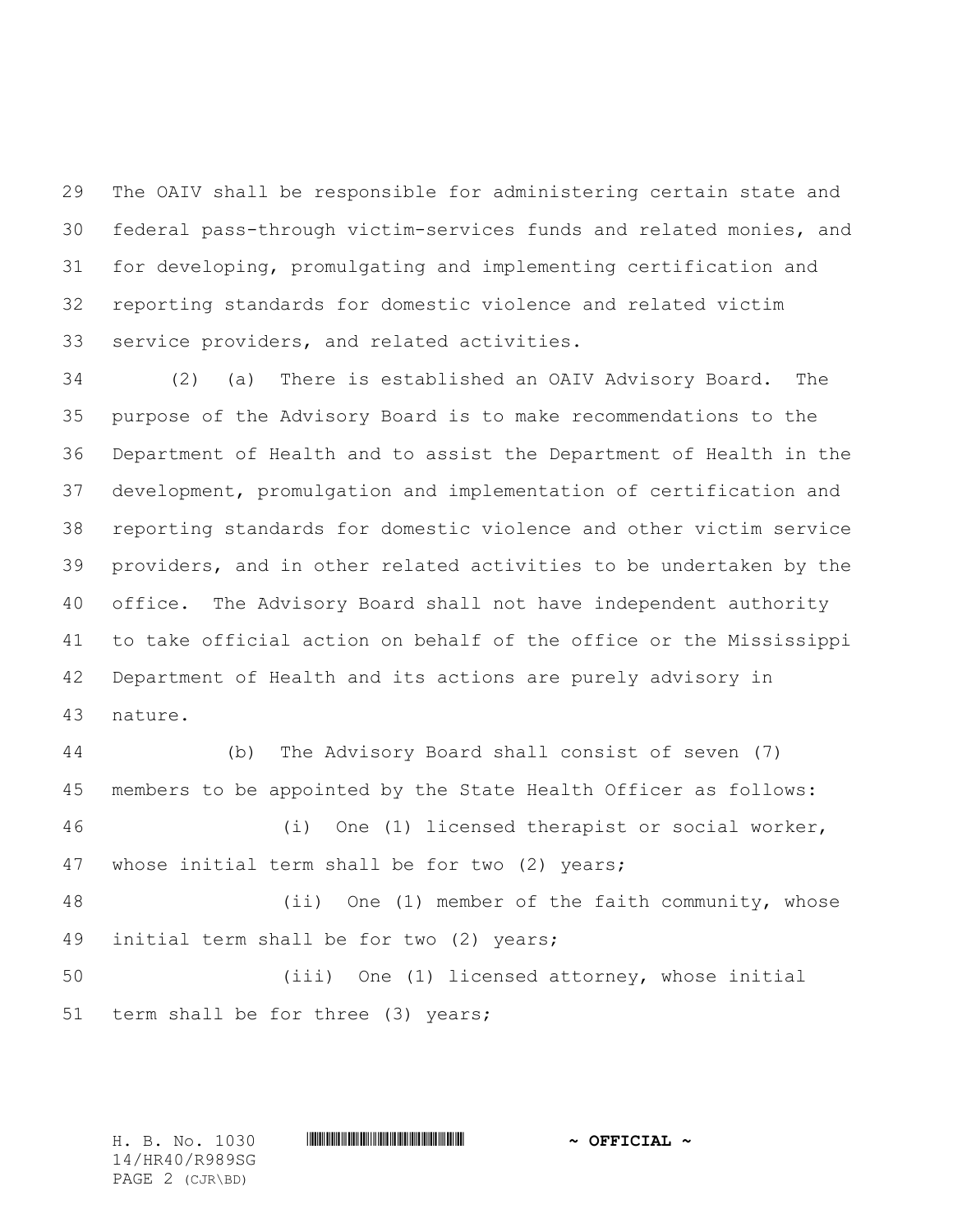The OAIV shall be responsible for administering certain state and federal pass-through victim-services funds and related monies, and for developing, promulgating and implementing certification and reporting standards for domestic violence and related victim service providers, and related activities.

(2) (a) There is established an OAIV Advisory Board. The purpose of the Advisory Board is to make recommendations to the Department of Health and to assist the Department of Health in the development, promulgation and implementation of certification and reporting standards for domestic violence and other victim service providers, and in other related activities to be undertaken by the office. The Advisory Board shall not have independent authority to take official action on behalf of the office or the Mississippi Department of Health and its actions are purely advisory in nature.

(b) The Advisory Board shall consist of seven (7) members to be appointed by the State Health Officer as follows:

(i) One (1) licensed therapist or social worker, whose initial term shall be for two (2) years;

(ii) One (1) member of the faith community, whose initial term shall be for two (2) years;

(iii) One (1) licensed attorney, whose initial term shall be for three (3) years;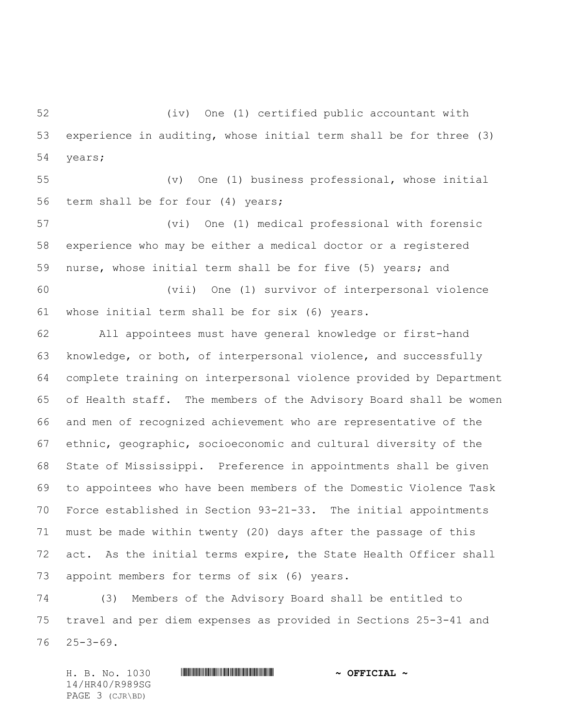(iv) One (1) certified public accountant with experience in auditing, whose initial term shall be for three (3) years;

(v) One (1) business professional, whose initial term shall be for four (4) years;

(vi) One (1) medical professional with forensic experience who may be either a medical doctor or a registered nurse, whose initial term shall be for five (5) years; and

(vii) One (1) survivor of interpersonal violence whose initial term shall be for six (6) years.

All appointees must have general knowledge or first-hand knowledge, or both, of interpersonal violence, and successfully complete training on interpersonal violence provided by Department of Health staff. The members of the Advisory Board shall be women and men of recognized achievement who are representative of the ethnic, geographic, socioeconomic and cultural diversity of the State of Mississippi. Preference in appointments shall be given to appointees who have been members of the Domestic Violence Task Force established in Section 93-21-33. The initial appointments must be made within twenty (20) days after the passage of this act. As the initial terms expire, the State Health Officer shall appoint members for terms of six (6) years.

(3) Members of the Advisory Board shall be entitled to travel and per diem expenses as provided in Sections 25-3-41 and 25-3-69.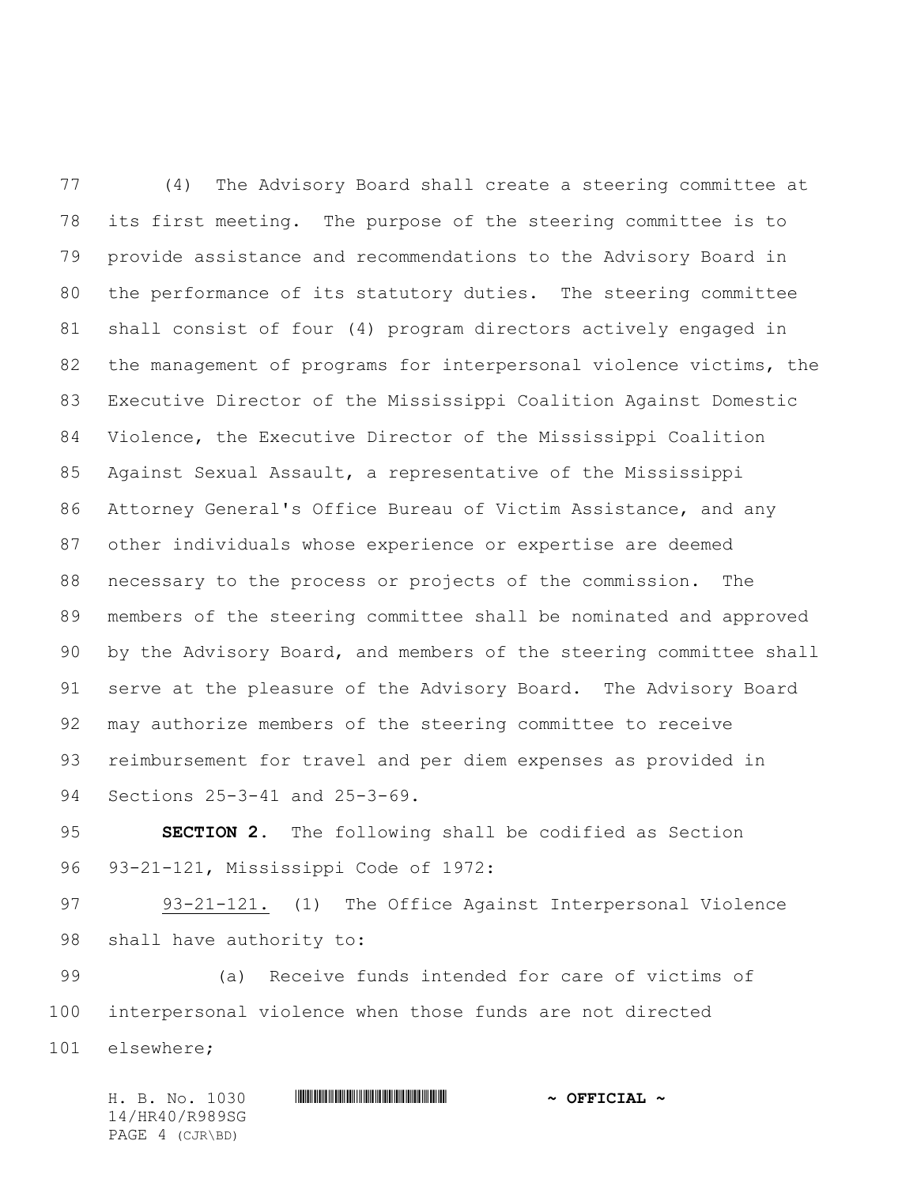(4) The Advisory Board shall create a steering committee at its first meeting. The purpose of the steering committee is to provide assistance and recommendations to the Advisory Board in the performance of its statutory duties. The steering committee shall consist of four (4) program directors actively engaged in the management of programs for interpersonal violence victims, the Executive Director of the Mississippi Coalition Against Domestic Violence, the Executive Director of the Mississippi Coalition Against Sexual Assault, a representative of the Mississippi Attorney General's Office Bureau of Victim Assistance, and any other individuals whose experience or expertise are deemed necessary to the process or projects of the commission. The members of the steering committee shall be nominated and approved by the Advisory Board, and members of the steering committee shall serve at the pleasure of the Advisory Board. The Advisory Board may authorize members of the steering committee to receive reimbursement for travel and per diem expenses as provided in Sections 25-3-41 and 25-3-69.

**SECTION 2.** The following shall be codified as Section 93-21-121, Mississippi Code of 1972:

93-21-121. (1) The Office Against Interpersonal Violence shall have authority to:

(a) Receive funds intended for care of victims of interpersonal violence when those funds are not directed elsewhere;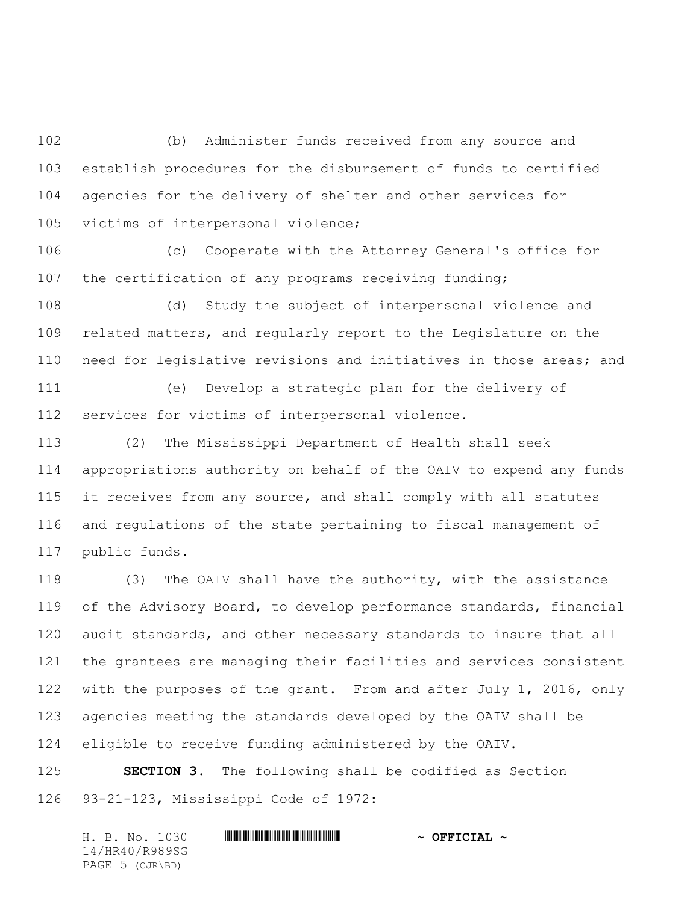(b) Administer funds received from any source and establish procedures for the disbursement of funds to certified agencies for the delivery of shelter and other services for victims of interpersonal violence;

(c) Cooperate with the Attorney General's office for the certification of any programs receiving funding;

(d) Study the subject of interpersonal violence and related matters, and regularly report to the Legislature on the need for legislative revisions and initiatives in those areas; and

(e) Develop a strategic plan for the delivery of services for victims of interpersonal violence.

(2) The Mississippi Department of Health shall seek appropriations authority on behalf of the OAIV to expend any funds it receives from any source, and shall comply with all statutes and regulations of the state pertaining to fiscal management of public funds.

(3) The OAIV shall have the authority, with the assistance of the Advisory Board, to develop performance standards, financial audit standards, and other necessary standards to insure that all the grantees are managing their facilities and services consistent with the purposes of the grant. From and after July 1, 2016, only agencies meeting the standards developed by the OAIV shall be eligible to receive funding administered by the OAIV.

**SECTION 3.** The following shall be codified as Section 93-21-123, Mississippi Code of 1972: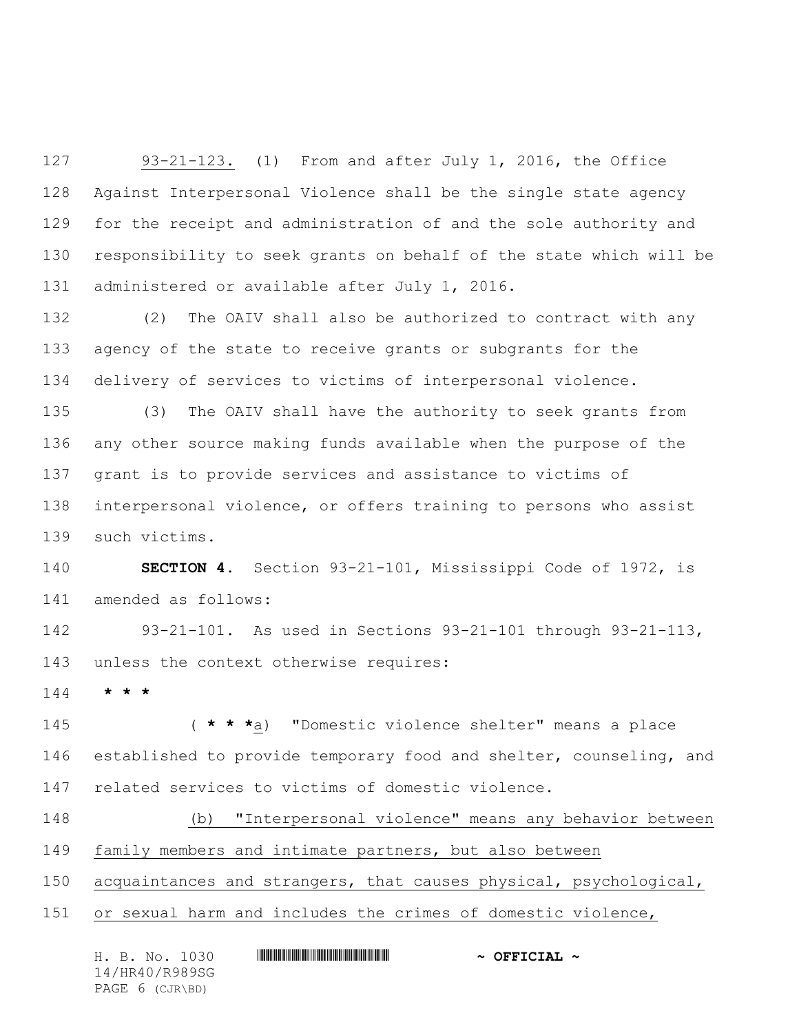93-21-123. (1) From and after July 1, 2016, the Office Against Interpersonal Violence shall be the single state agency for the receipt and administration of and the sole authority and responsibility to seek grants on behalf of the state which will be administered or available after July 1, 2016.

(2) The OAIV shall also be authorized to contract with any agency of the state to receive grants or subgrants for the delivery of services to victims of interpersonal violence.

(3) The OAIV shall have the authority to seek grants from any other source making funds available when the purpose of the grant is to provide services and assistance to victims of interpersonal violence, or offers training to persons who assist such victims.

**SECTION 4.** Section 93-21-101, Mississippi Code of 1972, is amended as follows:

93-21-101. As used in Sections 93-21-101 through 93-21-113, unless the context otherwise requires:

**\* \* \***

( **\* \* \***a) "Domestic violence shelter" means a place established to provide temporary food and shelter, counseling, and related services to victims of domestic violence.

(b) "Interpersonal violence" means any behavior between family members and intimate partners, but also between acquaintances and strangers, that causes physical, psychological, or sexual harm and includes the crimes of domestic violence,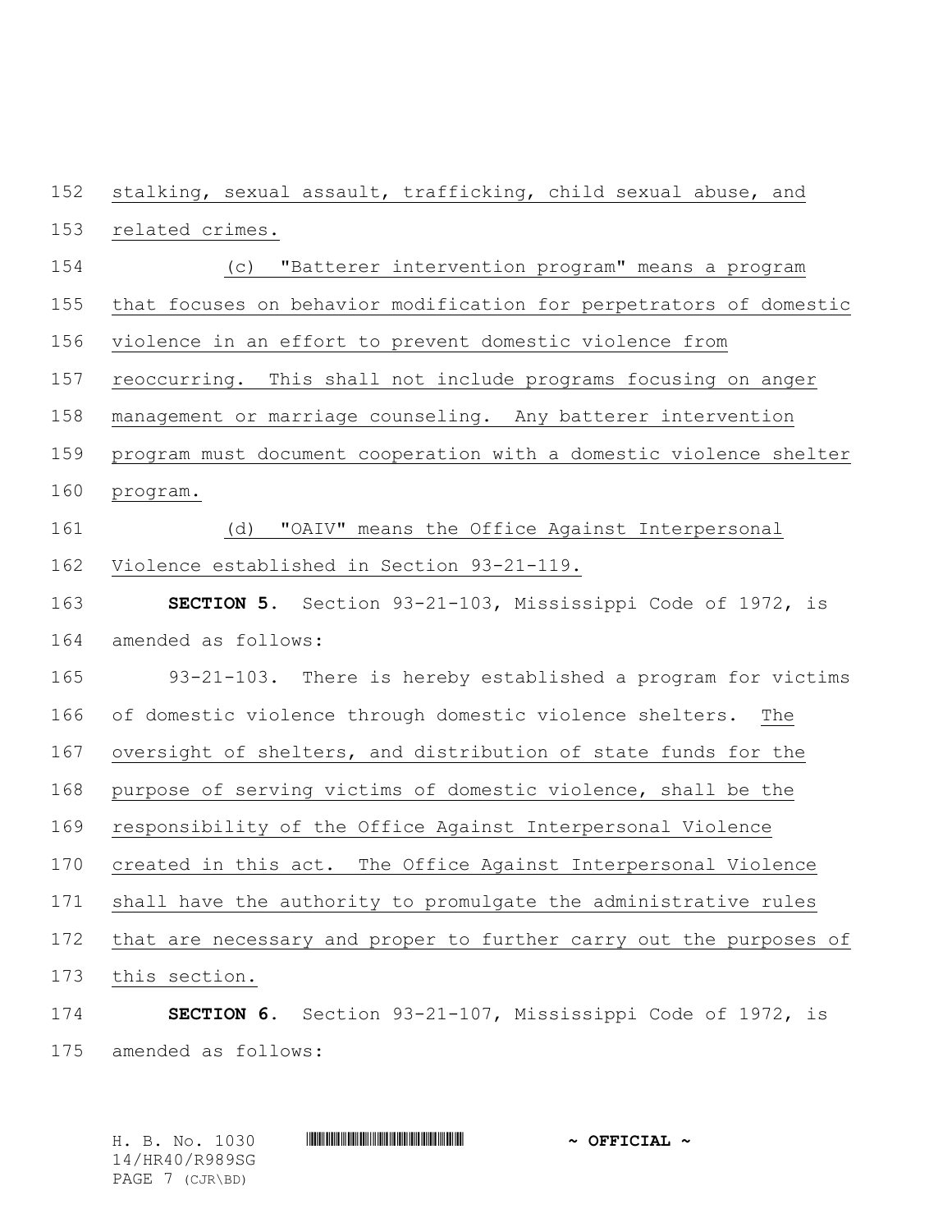stalking, sexual assault, trafficking, child sexual abuse, and related crimes.

(c) "Batterer intervention program" means a program that focuses on behavior modification for perpetrators of domestic violence in an effort to prevent domestic violence from reoccurring. This shall not include programs focusing on anger management or marriage counseling. Any batterer intervention program must document cooperation with a domestic violence shelter program.

(d) "OAIV" means the Office Against Interpersonal Violence established in Section 93-21-119.

**SECTION 5.** Section 93-21-103, Mississippi Code of 1972, is amended as follows:

93-21-103. There is hereby established a program for victims of domestic violence through domestic violence shelters. The oversight of shelters, and distribution of state funds for the purpose of serving victims of domestic violence, shall be the responsibility of the Office Against Interpersonal Violence created in this act. The Office Against Interpersonal Violence shall have the authority to promulgate the administrative rules that are necessary and proper to further carry out the purposes of this section.

**SECTION 6.** Section 93-21-107, Mississippi Code of 1972, is amended as follows: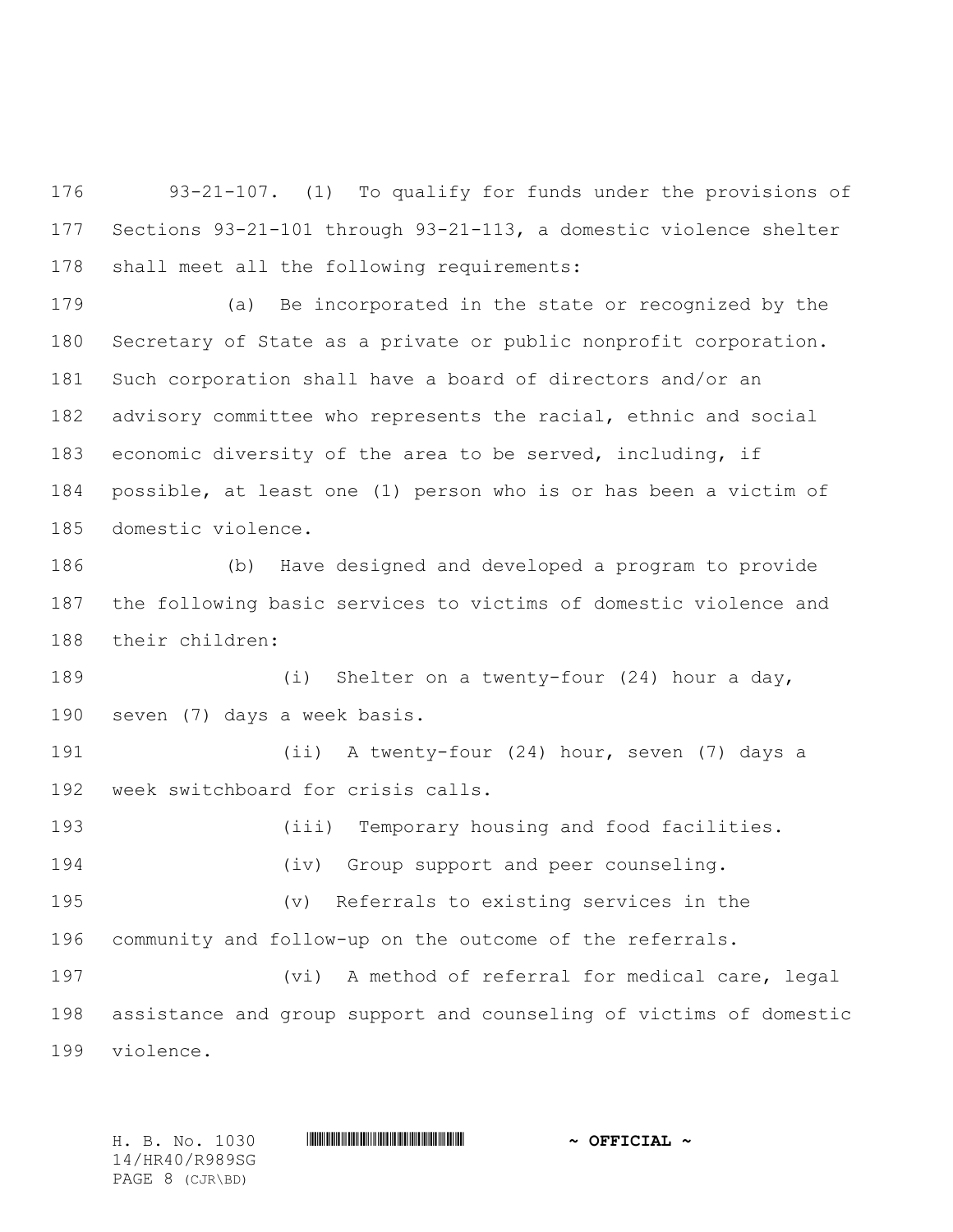93-21-107. (1) To qualify for funds under the provisions of Sections 93-21-101 through 93-21-113, a domestic violence shelter shall meet all the following requirements:

(a) Be incorporated in the state or recognized by the Secretary of State as a private or public nonprofit corporation. Such corporation shall have a board of directors and/or an advisory committee who represents the racial, ethnic and social economic diversity of the area to be served, including, if possible, at least one (1) person who is or has been a victim of domestic violence.

(b) Have designed and developed a program to provide the following basic services to victims of domestic violence and their children:

(i) Shelter on a twenty-four (24) hour a day, seven (7) days a week basis.

(ii) A twenty-four (24) hour, seven (7) days a week switchboard for crisis calls.

(iii) Temporary housing and food facilities.

(iv) Group support and peer counseling.

(v) Referrals to existing services in the community and follow-up on the outcome of the referrals.

(vi) A method of referral for medical care, legal assistance and group support and counseling of victims of domestic violence.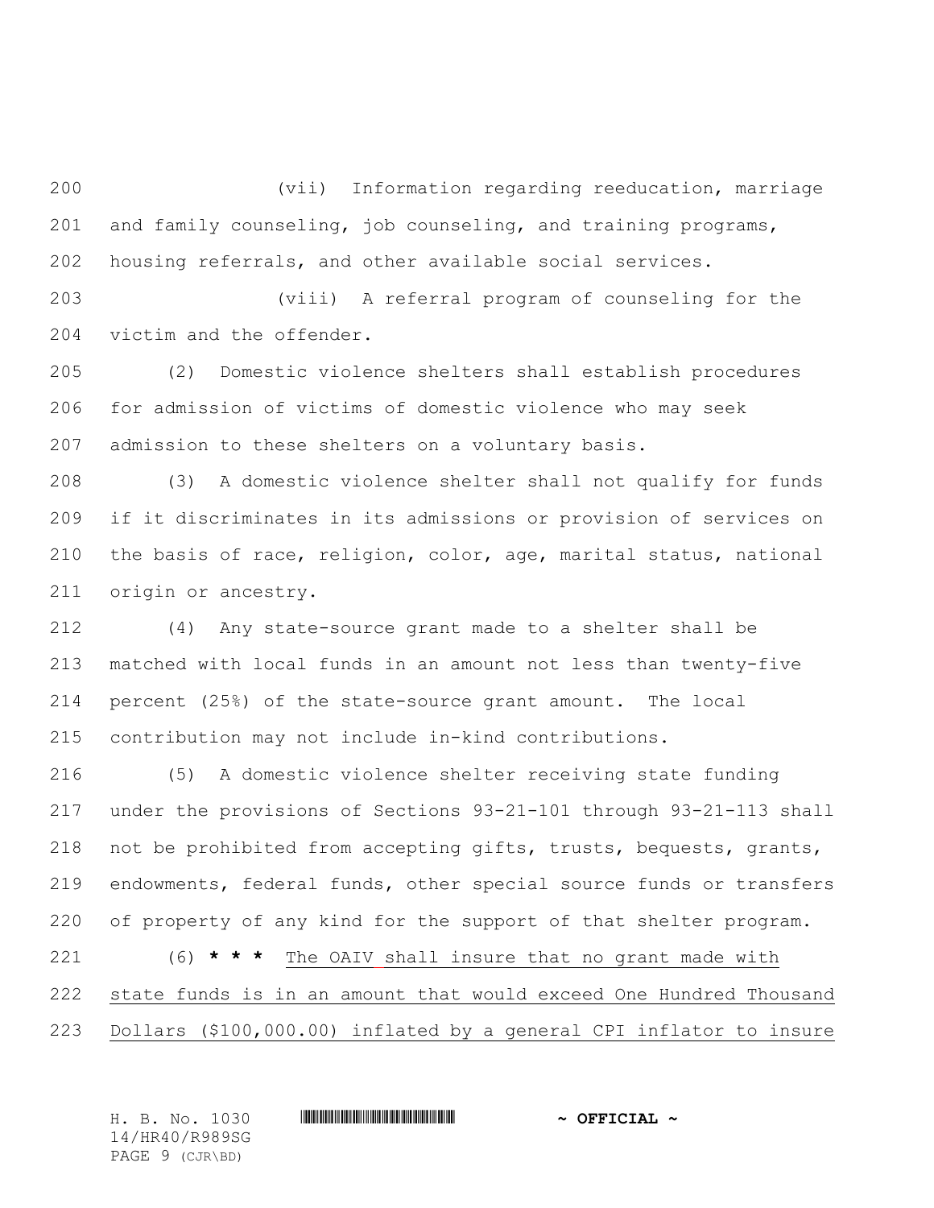(vii) Information regarding reeducation, marriage and family counseling, job counseling, and training programs, housing referrals, and other available social services.

(viii) A referral program of counseling for the victim and the offender.

(2) Domestic violence shelters shall establish procedures for admission of victims of domestic violence who may seek admission to these shelters on a voluntary basis.

(3) A domestic violence shelter shall not qualify for funds if it discriminates in its admissions or provision of services on the basis of race, religion, color, age, marital status, national origin or ancestry.

(4) Any state-source grant made to a shelter shall be matched with local funds in an amount not less than twenty-five percent (25%) of the state-source grant amount. The local contribution may not include in-kind contributions.

(5) A domestic violence shelter receiving state funding under the provisions of Sections 93-21-101 through 93-21-113 shall not be prohibited from accepting gifts, trusts, bequests, grants, endowments, federal funds, other special source funds or transfers of property of any kind for the support of that shelter program.

(6) **\* \* \*** The OAIV shall insure that no grant made with state funds is in an amount that would exceed One Hundred Thousand Dollars ($100,000.00) inflated by a general CPI inflator to insure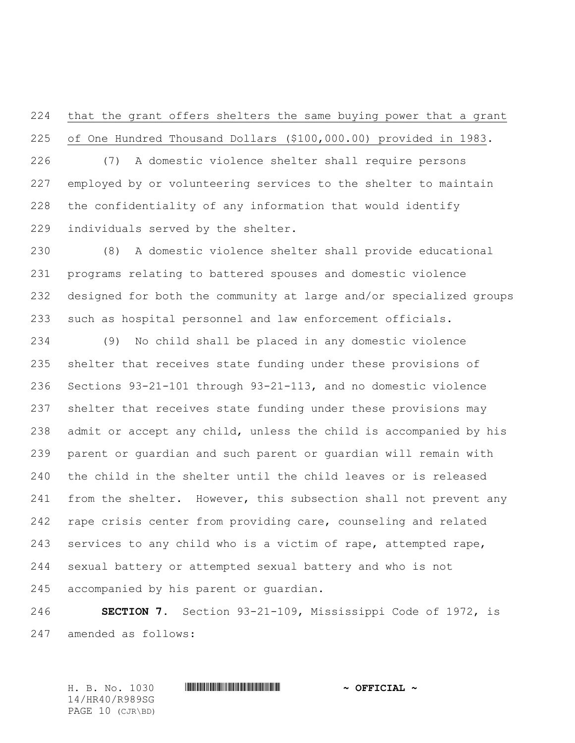that the grant offers shelters the same buying power that a grant of One Hundred Thousand Dollars ($100,000.00) provided in 1983.

(7) A domestic violence shelter shall require persons employed by or volunteering services to the shelter to maintain the confidentiality of any information that would identify individuals served by the shelter.

(8) A domestic violence shelter shall provide educational programs relating to battered spouses and domestic violence designed for both the community at large and/or specialized groups such as hospital personnel and law enforcement officials.

(9) No child shall be placed in any domestic violence shelter that receives state funding under these provisions of Sections 93-21-101 through 93-21-113, and no domestic violence shelter that receives state funding under these provisions may admit or accept any child, unless the child is accompanied by his parent or guardian and such parent or guardian will remain with the child in the shelter until the child leaves or is released from the shelter. However, this subsection shall not prevent any rape crisis center from providing care, counseling and related services to any child who is a victim of rape, attempted rape, sexual battery or attempted sexual battery and who is not accompanied by his parent or guardian.

**SECTION 7.** Section 93-21-109, Mississippi Code of 1972, is amended as follows: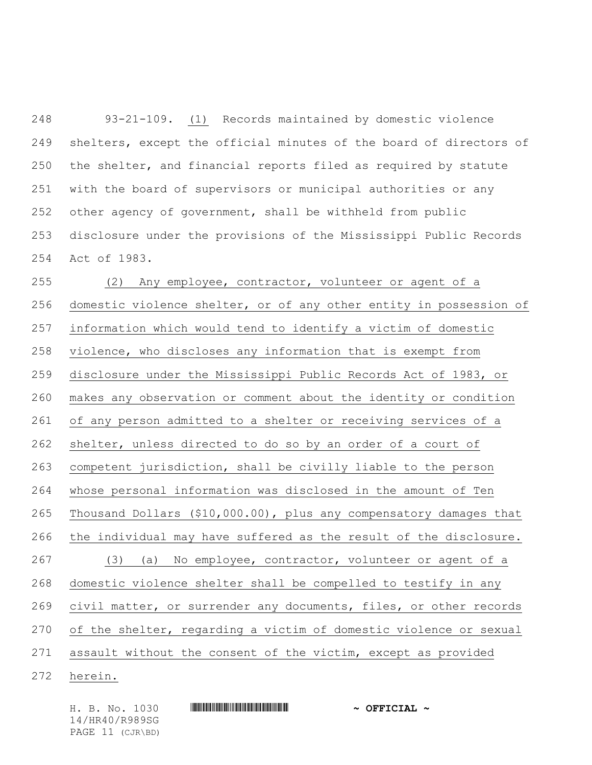93-21-109. (1) Records maintained by domestic violence shelters, except the official minutes of the board of directors of the shelter, and financial reports filed as required by statute with the board of supervisors or municipal authorities or any other agency of government, shall be withheld from public disclosure under the provisions of the Mississippi Public Records Act of 1983.

(2) Any employee, contractor, volunteer or agent of a domestic violence shelter, or of any other entity in possession of information which would tend to identify a victim of domestic violence, who discloses any information that is exempt from disclosure under the Mississippi Public Records Act of 1983, or makes any observation or comment about the identity or condition of any person admitted to a shelter or receiving services of a shelter, unless directed to do so by an order of a court of competent jurisdiction, shall be civilly liable to the person whose personal information was disclosed in the amount of Ten Thousand Dollars ($10,000.00), plus any compensatory damages that the individual may have suffered as the result of the disclosure.

(3) (a) No employee, contractor, volunteer or agent of a domestic violence shelter shall be compelled to testify in any civil matter, or surrender any documents, files, or other records of the shelter, regarding a victim of domestic violence or sexual assault without the consent of the victim, except as provided herein.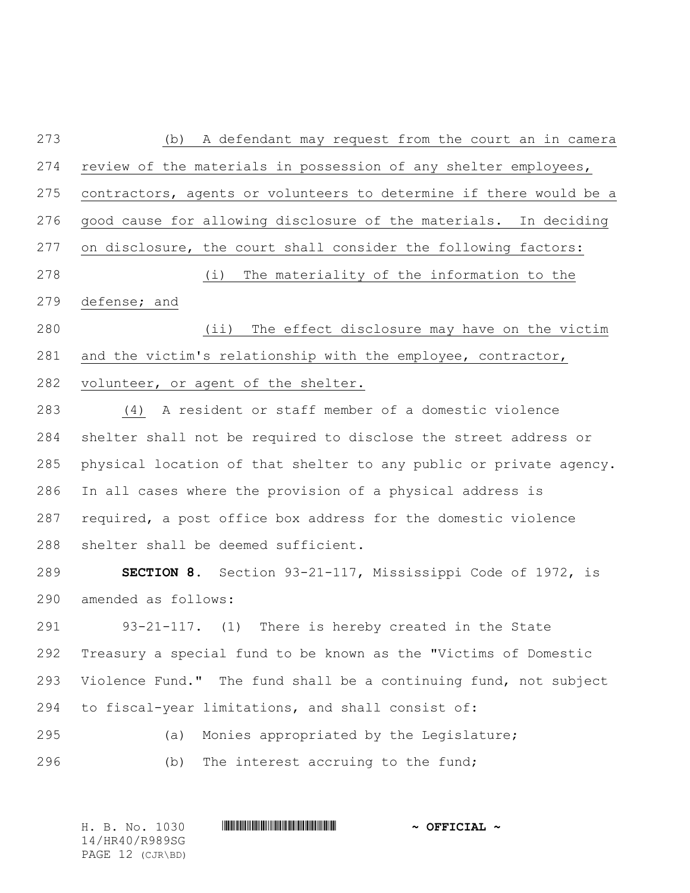(b) A defendant may request from the court an in camera review of the materials in possession of any shelter employees, contractors, agents or volunteers to determine if there would be a good cause for allowing disclosure of the materials. In deciding on disclosure, the court shall consider the following factors:

(i) The materiality of the information to the defense; and

(ii) The effect disclosure may have on the victim and the victim's relationship with the employee, contractor, volunteer, or agent of the shelter.

(4) A resident or staff member of a domestic violence shelter shall not be required to disclose the street address or physical location of that shelter to any public or private agency. In all cases where the provision of a physical address is required, a post office box address for the domestic violence shelter shall be deemed sufficient.

**SECTION 8.** Section 93-21-117, Mississippi Code of 1972, is amended as follows:

93-21-117. (1) There is hereby created in the State Treasury a special fund to be known as the "Victims of Domestic Violence Fund." The fund shall be a continuing fund, not subject to fiscal-year limitations, and shall consist of:

(a) Monies appropriated by the Legislature;

(b) The interest accruing to the fund;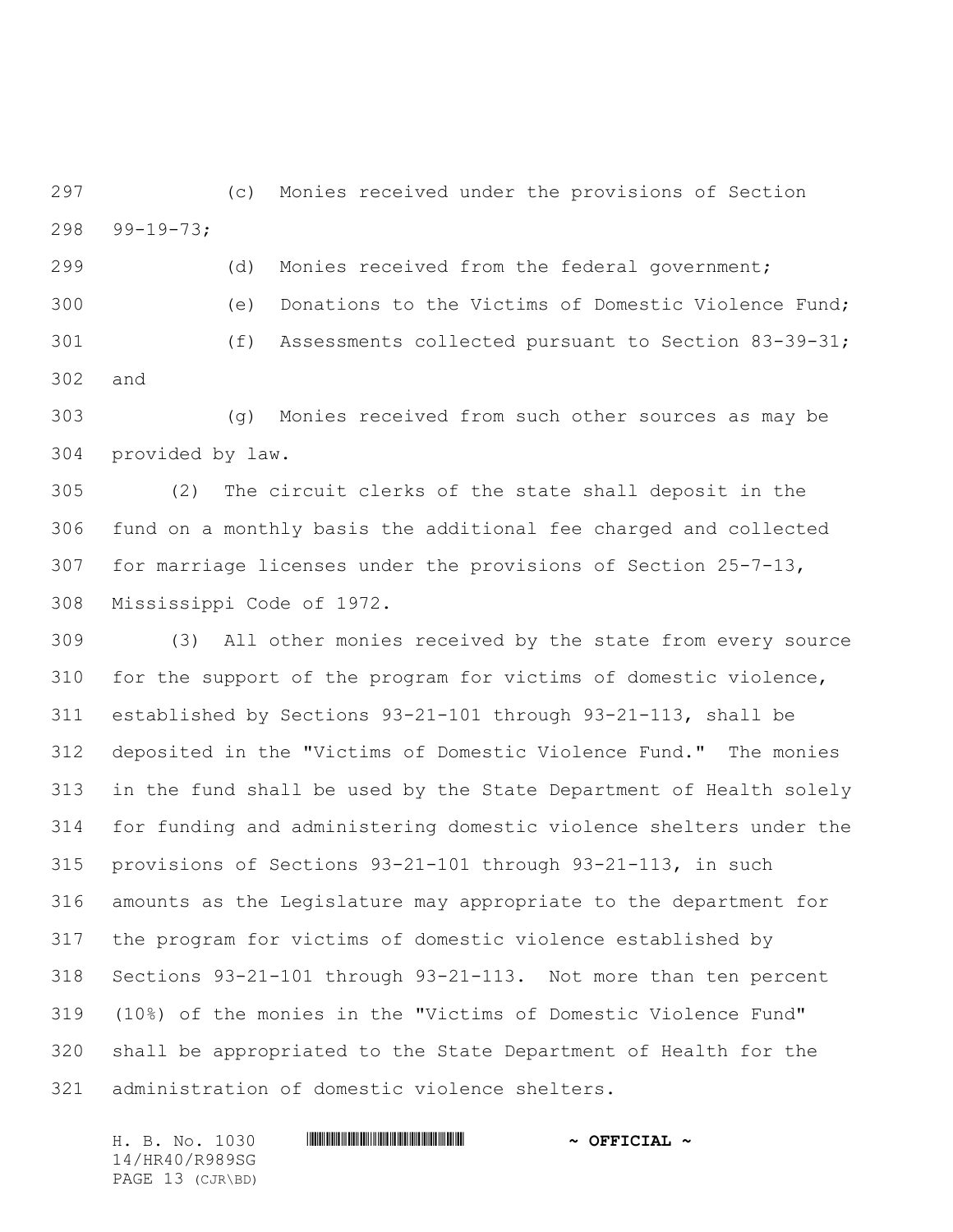(c) Monies received under the provisions of Section 99-19-73;

(d) Monies received from the federal government;

(e) Donations to the Victims of Domestic Violence Fund;

(f) Assessments collected pursuant to Section 83-39-31; and

(g) Monies received from such other sources as may be provided by law.

(2) The circuit clerks of the state shall deposit in the fund on a monthly basis the additional fee charged and collected for marriage licenses under the provisions of Section 25-7-13, Mississippi Code of 1972.

(3) All other monies received by the state from every source for the support of the program for victims of domestic violence, established by Sections 93-21-101 through 93-21-113, shall be deposited in the "Victims of Domestic Violence Fund." The monies in the fund shall be used by the State Department of Health solely for funding and administering domestic violence shelters under the provisions of Sections 93-21-101 through 93-21-113, in such amounts as the Legislature may appropriate to the department for the program for victims of domestic violence established by Sections 93-21-101 through 93-21-113. Not more than ten percent (10%) of the monies in the "Victims of Domestic Violence Fund" shall be appropriated to the State Department of Health for the administration of domestic violence shelters.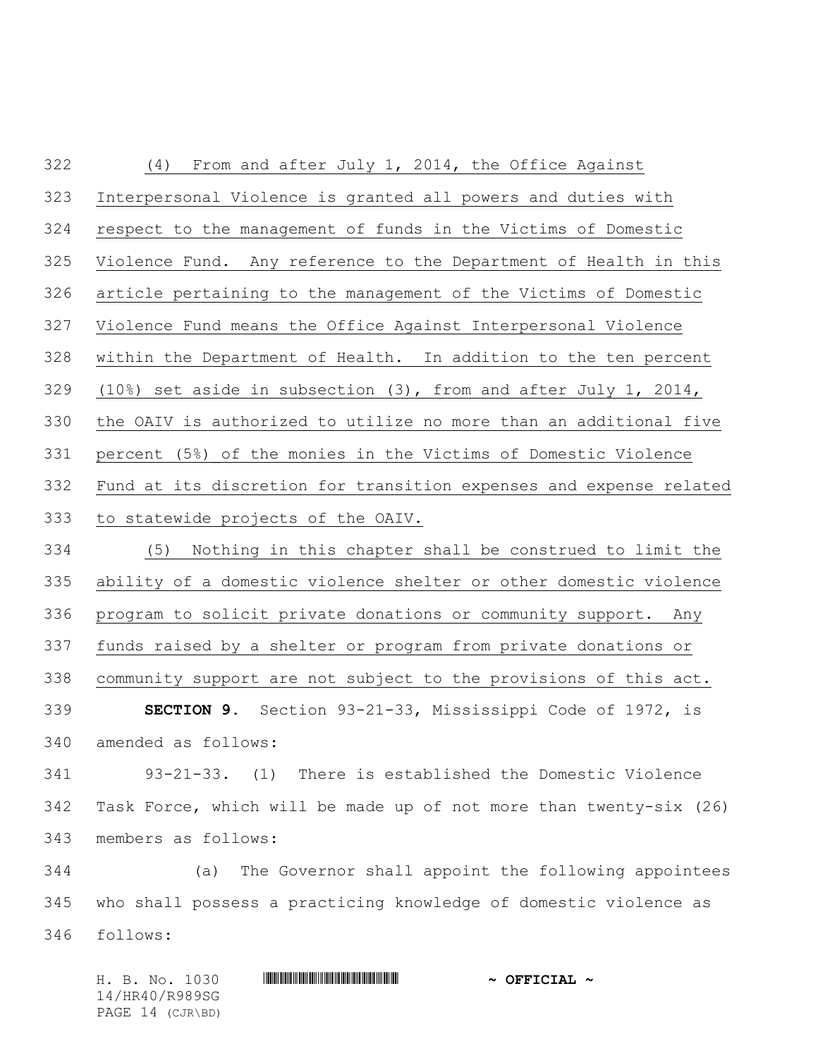(4) From and after July 1, 2014, the Office Against Interpersonal Violence is granted all powers and duties with respect to the management of funds in the Victims of Domestic Violence Fund. Any reference to the Department of Health in this article pertaining to the management of the Victims of Domestic Violence Fund means the Office Against Interpersonal Violence within the Department of Health. In addition to the ten percent (10%) set aside in subsection (3), from and after July 1, 2014, the OAIV is authorized to utilize no more than an additional five percent (5%) of the monies in the Victims of Domestic Violence Fund at its discretion for transition expenses and expense related to statewide projects of the OAIV.

(5) Nothing in this chapter shall be construed to limit the ability of a domestic violence shelter or other domestic violence program to solicit private donations or community support. Any funds raised by a shelter or program from private donations or community support are not subject to the provisions of this act.

**SECTION 9.** Section 93-21-33, Mississippi Code of 1972, is amended as follows:

93-21-33. (1) There is established the Domestic Violence Task Force, which will be made up of not more than twenty-six (26) members as follows:

(a) The Governor shall appoint the following appointees who shall possess a practicing knowledge of domestic violence as follows: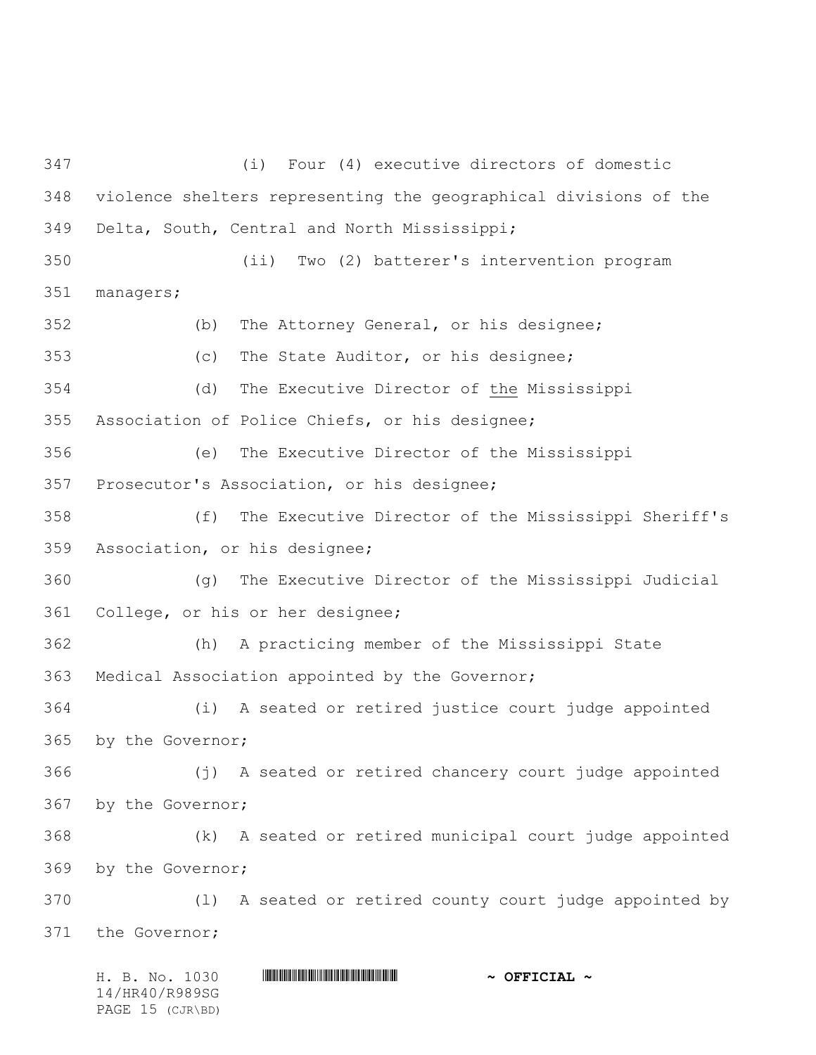(i) Four (4) executive directors of domestic violence shelters representing the geographical divisions of the Delta, South, Central and North Mississippi;

(ii) Two (2) batterer's intervention program managers;

(b) The Attorney General, or his designee;

(c) The State Auditor, or his designee;

(d) The Executive Director of the Mississippi Association of Police Chiefs, or his designee;

(e) The Executive Director of the Mississippi Prosecutor's Association, or his designee;

(f) The Executive Director of the Mississippi Sheriff's Association, or his designee;

(g) The Executive Director of the Mississippi Judicial College, or his or her designee;

(h) A practicing member of the Mississippi State Medical Association appointed by the Governor;

(i) A seated or retired justice court judge appointed by the Governor;

(j) A seated or retired chancery court judge appointed by the Governor;

(k) A seated or retired municipal court judge appointed by the Governor;

(l) A seated or retired county court judge appointed by the Governor;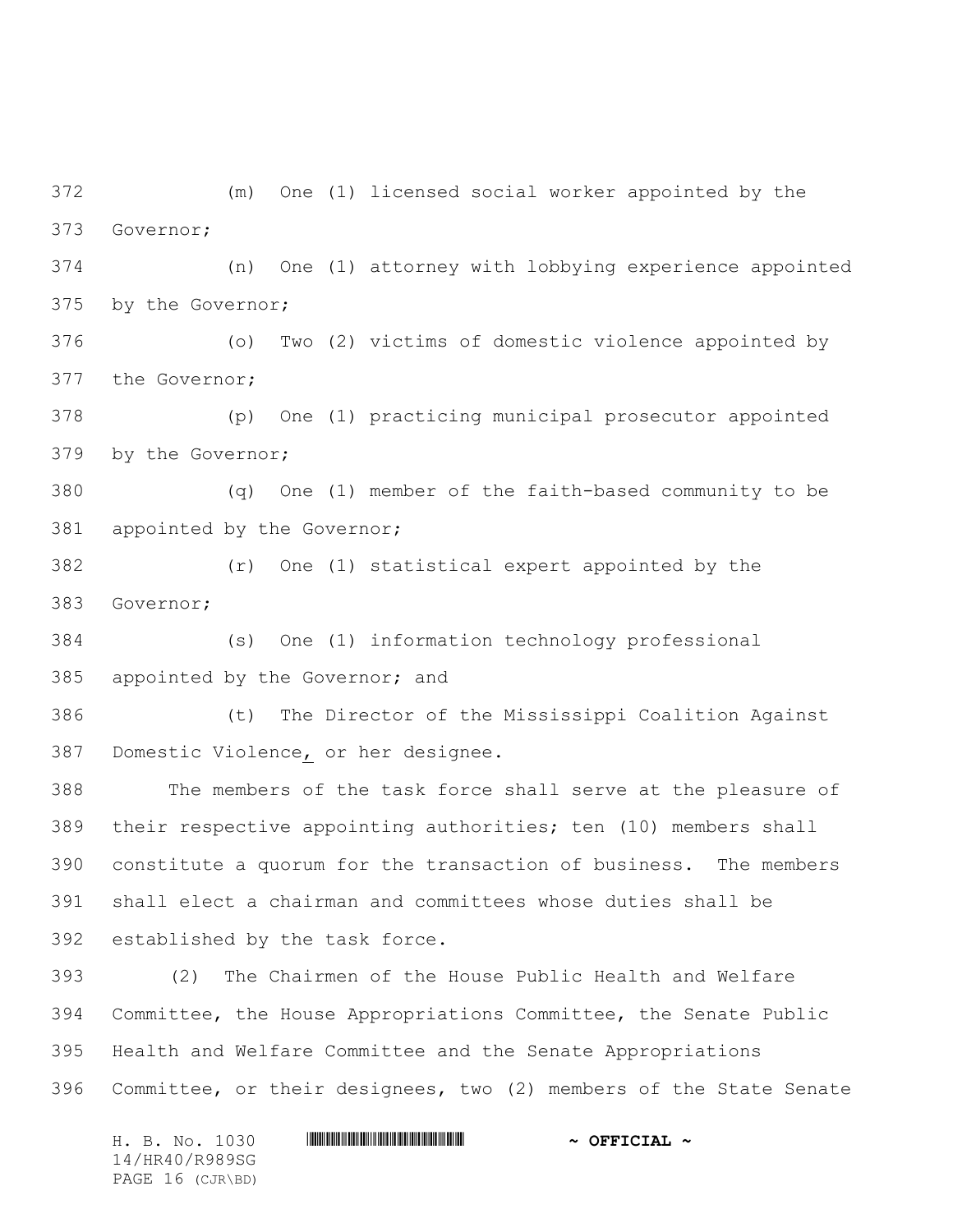(m) One (1) licensed social worker appointed by the Governor;

(n) One (1) attorney with lobbying experience appointed by the Governor;

(o) Two (2) victims of domestic violence appointed by the Governor;

(p) One (1) practicing municipal prosecutor appointed by the Governor;

(q) One (1) member of the faith-based community to be appointed by the Governor;

(r) One (1) statistical expert appointed by the Governor;

(s) One (1) information technology professional appointed by the Governor; and

(t) The Director of the Mississippi Coalition Against Domestic Violence, or her designee.

The members of the task force shall serve at the pleasure of their respective appointing authorities; ten (10) members shall constitute a quorum for the transaction of business. The members shall elect a chairman and committees whose duties shall be established by the task force.

(2) The Chairmen of the House Public Health and Welfare Committee, the House Appropriations Committee, the Senate Public Health and Welfare Committee and the Senate Appropriations Committee, or their designees, two (2) members of the State Senate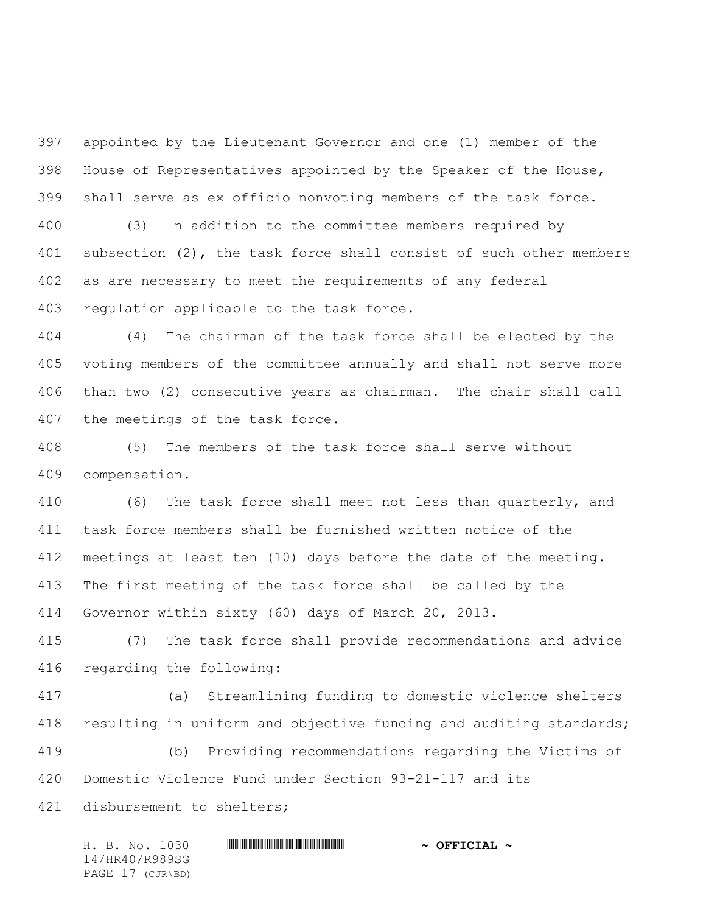appointed by the Lieutenant Governor and one (1) member of the House of Representatives appointed by the Speaker of the House, shall serve as ex officio nonvoting members of the task force.

(3) In addition to the committee members required by subsection (2), the task force shall consist of such other members as are necessary to meet the requirements of any federal regulation applicable to the task force.

(4) The chairman of the task force shall be elected by the voting members of the committee annually and shall not serve more than two (2) consecutive years as chairman. The chair shall call the meetings of the task force.

(5) The members of the task force shall serve without compensation.

(6) The task force shall meet not less than quarterly, and task force members shall be furnished written notice of the meetings at least ten (10) days before the date of the meeting. The first meeting of the task force shall be called by the Governor within sixty (60) days of March 20, 2013.

(7) The task force shall provide recommendations and advice regarding the following:

(a) Streamlining funding to domestic violence shelters resulting in uniform and objective funding and auditing standards;

(b) Providing recommendations regarding the Victims of Domestic Violence Fund under Section 93-21-117 and its disbursement to shelters;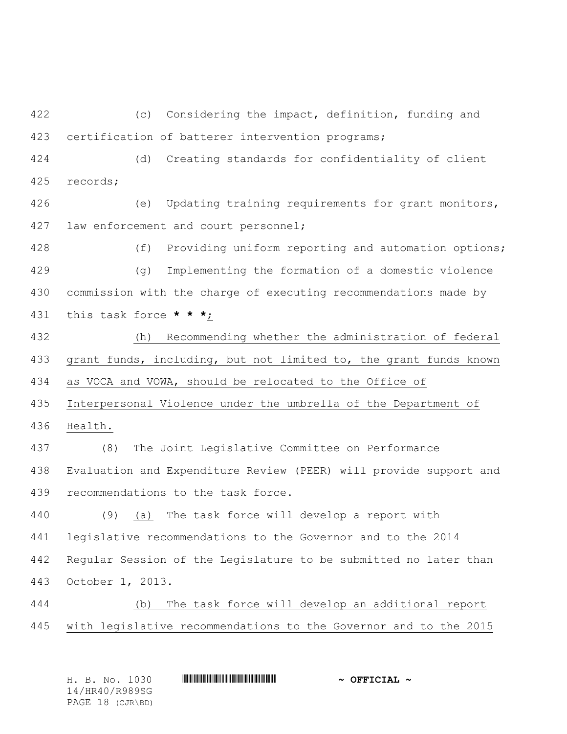(c) Considering the impact, definition, funding and certification of batterer intervention programs;

(d) Creating standards for confidentiality of client records;

(e) Updating training requirements for grant monitors, law enforcement and court personnel;

(f) Providing uniform reporting and automation options;

(g) Implementing the formation of a domestic violence commission with the charge of executing recommendations made by this task force * * *;

(h) Recommending whether the administration of federal grant funds, including, but not limited to, the grant funds known as VOCA and VOWA, should be relocated to the Office of Interpersonal Violence under the umbrella of the Department of Health.

(8) The Joint Legislative Committee on Performance Evaluation and Expenditure Review (PEER) will provide support and recommendations to the task force.

(9) (a) The task force will develop a report with legislative recommendations to the Governor and to the 2014 Regular Session of the Legislature to be submitted no later than October 1, 2013.

(b) The task force will develop an additional report with legislative recommendations to the Governor and to the 2015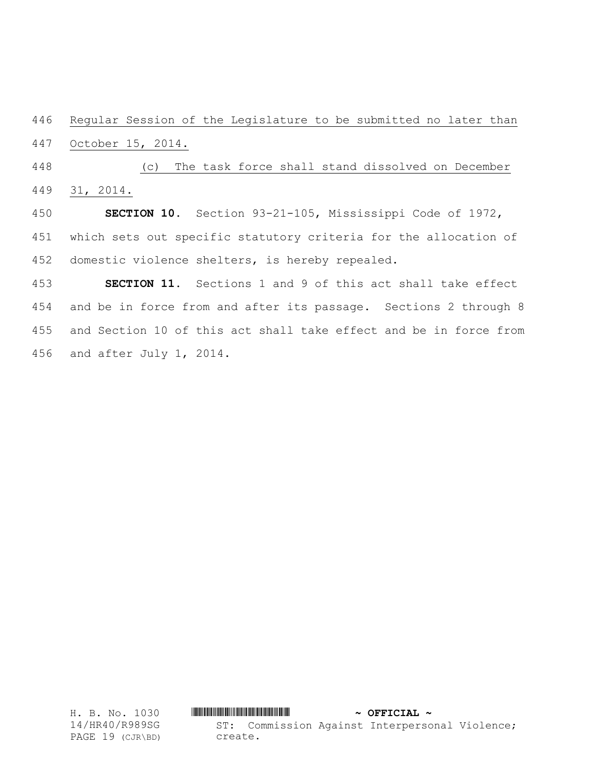Regular Session of the Legislature to be submitted no later than October 15, 2014.

(c) The task force shall stand dissolved on December 31, 2014.

**SECTION 10.** Section 93-21-105, Mississippi Code of 1972, which sets out specific statutory criteria for the allocation of domestic violence shelters, is hereby repealed.

**SECTION 11.** Sections 1 and 9 of this act shall take effect and be in force from and after its passage. Sections 2 through 8 and Section 10 of this act shall take effect and be in force from and after July 1, 2014.

H. B. No. 1030 **~ OFFICIAL ~**
14/HR40/R989SG
ST: Commission Against Interpersonal Violence; create.